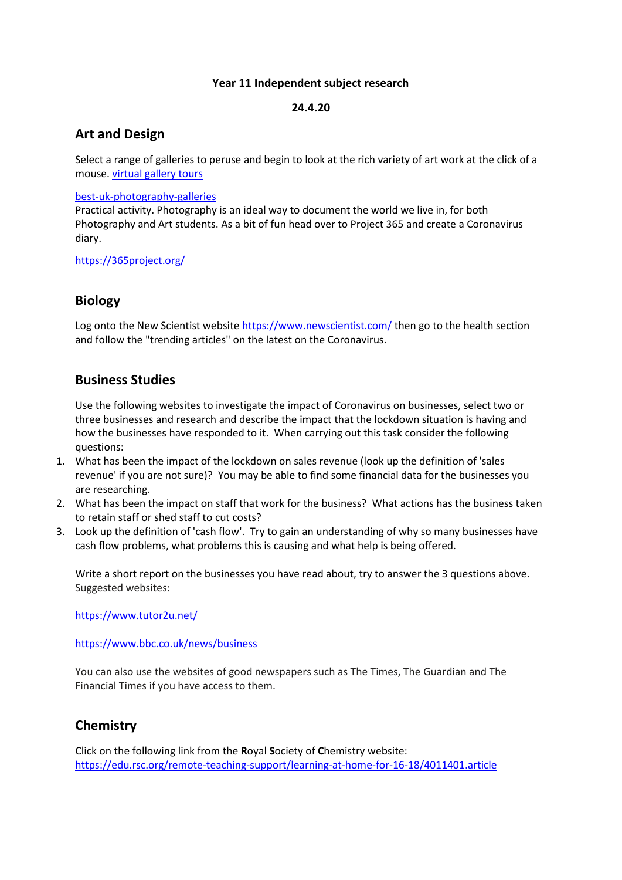**Year 11 Independent subject research**

**24.4.20**

## Art and Design

Select a range of galleries to peruse and begin to look at the rich variety of art work at the click of a mouse. virtual gallery tours

best-uk-photography-galleries
Practical activity. Photography is an ideal way to document the world we live in, for both Photography and Art students. As a bit of fun head over to Project 365 and create a Coronavirus diary.

https://365project.org/

## Biology

Log onto the New Scientist website https://www.newscientist.com/ then go to the health section and follow the "trending articles" on the latest on the Coronavirus.

## Business Studies

Use the following websites to investigate the impact of Coronavirus on businesses, select two or three businesses and research and describe the impact that the lockdown situation is having and how the businesses have responded to it. When carrying out this task consider the following questions:

1. What has been the impact of the lockdown on sales revenue (look up the definition of 'sales revenue' if you are not sure)? You may be able to find some financial data for the businesses you are researching.
2. What has been the impact on staff that work for the business? What actions has the business taken to retain staff or shed staff to cut costs?
3. Look up the definition of 'cash flow'. Try to gain an understanding of why so many businesses have cash flow problems, what problems this is causing and what help is being offered.

Write a short report on the businesses you have read about, try to answer the 3 questions above.
Suggested websites:

https://www.tutor2u.net/

https://www.bbc.co.uk/news/business

You can also use the websites of good newspapers such as The Times, The Guardian and The Financial Times if you have access to them.

## Chemistry

Click on the following link from the **R**oyal **S**ociety of **C**hemistry website:
https://edu.rsc.org/remote-teaching-support/learning-at-home-for-16-18/4011401.article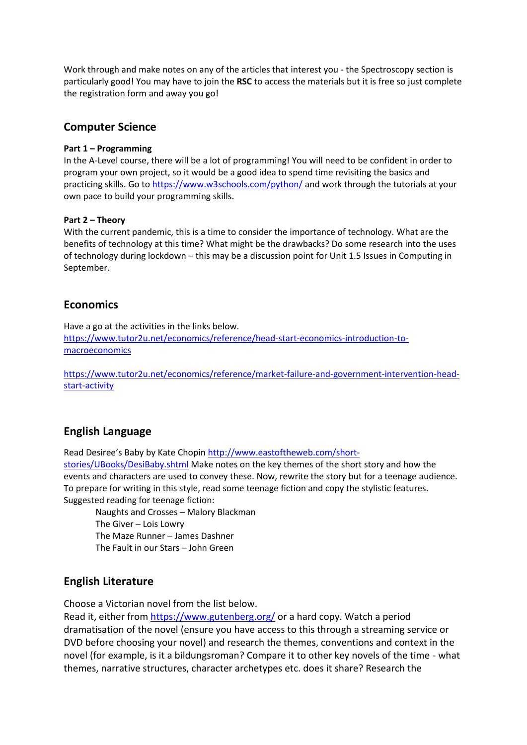Work through and make notes on any of the articles that interest you - the Spectroscopy section is particularly good! You may have to join the **RSC** to access the materials but it is free so just complete the registration form and away you go!

## Computer Science

**Part 1 – Programming**

In the A-Level course, there will be a lot of programming! You will need to be confident in order to program your own project, so it would be a good idea to spend time revisiting the basics and practicing skills. Go to [https://www.w3schools.com/python/](https://www.w3schools.com/python/) and work through the tutorials at your own pace to build your programming skills.

**Part 2 – Theory**

With the current pandemic, this is a time to consider the importance of technology. What are the benefits of technology at this time? What might be the drawbacks? Do some research into the uses of technology during lockdown – this may be a discussion point for Unit 1.5 Issues in Computing in September.

## Economics

Have a go at the activities in the links below.

[https://www.tutor2u.net/economics/reference/head-start-economics-introduction-to-macroeconomics](https://www.tutor2u.net/economics/reference/head-start-economics-introduction-to-macroeconomics)

[https://www.tutor2u.net/economics/reference/market-failure-and-government-intervention-head-start-activity](https://www.tutor2u.net/economics/reference/market-failure-and-government-intervention-head-start-activity)

## English Language

Read Desiree's Baby by Kate Chopin [http://www.eastoftheweb.com/short-stories/UBooks/DesiBaby.shtml](http://www.eastoftheweb.com/short-stories/UBooks/DesiBaby.shtml) Make notes on the key themes of the short story and how the events and characters are used to convey these. Now, rewrite the story but for a teenage audience. To prepare for writing in this style, read some teenage fiction and copy the stylistic features.

Suggested reading for teenage fiction:

- Naughts and Crosses – Malory Blackman
- The Giver – Lois Lowry
- The Maze Runner – James Dashner
- The Fault in our Stars – John Green

## English Literature

Choose a Victorian novel from the list below.

Read it, either from [https://www.gutenberg.org/](https://www.gutenberg.org/) or a hard copy. Watch a period dramatisation of the novel (ensure you have access to this through a streaming service or DVD before choosing your novel) and research the themes, conventions and context in the novel (for example, is it a bildungsroman? Compare it to other key novels of the time - what themes, narrative structures, character archetypes etc. does it share? Research the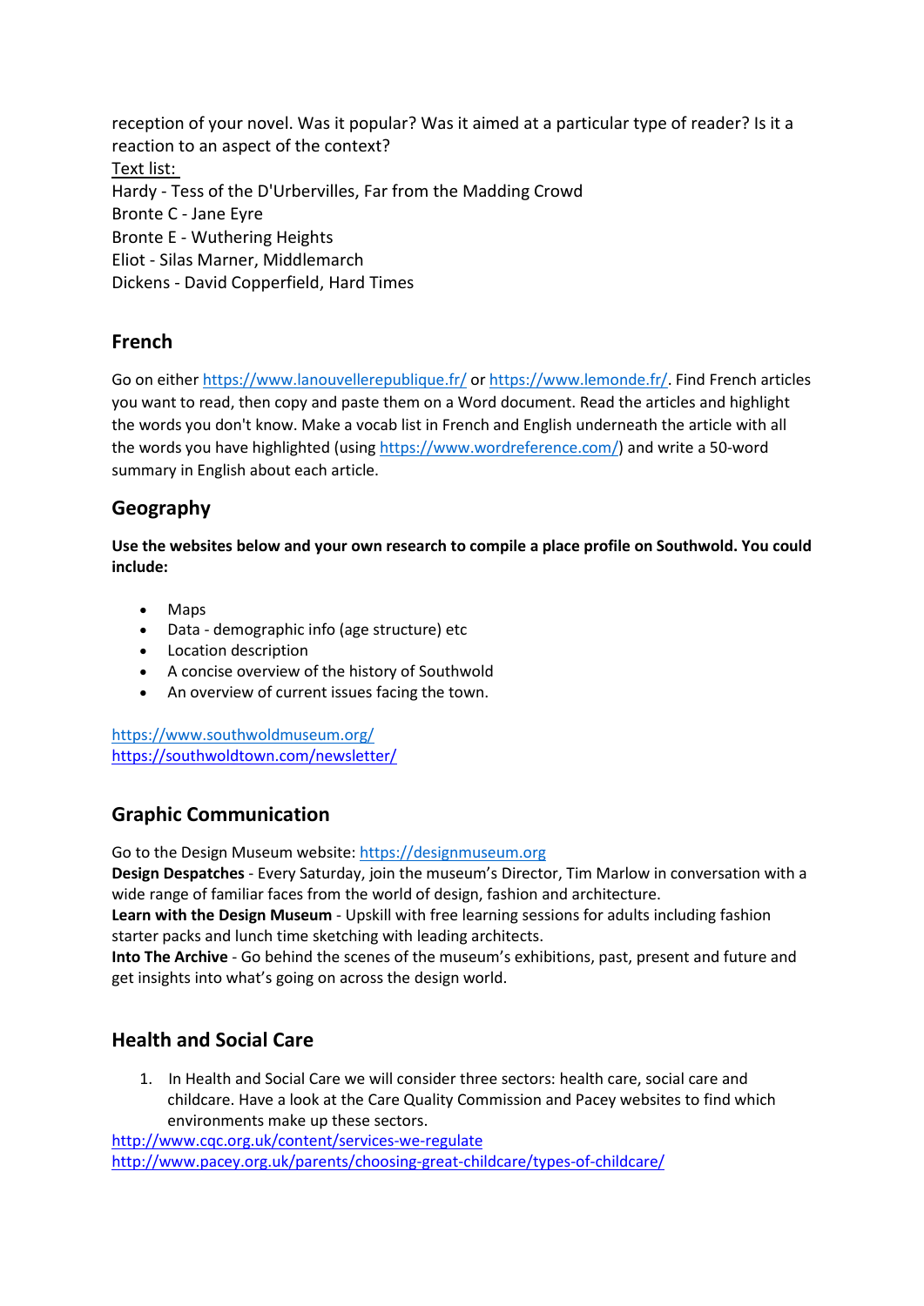reception of your novel. Was it popular? Was it aimed at a particular type of reader? Is it a reaction to an aspect of the context?

Text list:

Hardy - Tess of the D'Urbervilles, Far from the Madding Crowd
Bronte C - Jane Eyre
Bronte E - Wuthering Heights
Eliot - Silas Marner, Middlemarch
Dickens - David Copperfield, Hard Times

## French

Go on either https://www.lanouvellerepublique.fr/ or https://www.lemonde.fr/. Find French articles you want to read, then copy and paste them on a Word document. Read the articles and highlight the words you don't know. Make a vocab list in French and English underneath the article with all the words you have highlighted (using https://www.wordreference.com/) and write a 50-word summary in English about each article.

## Geography

**Use the websites below and your own research to compile a place profile on Southwold. You could include:**

- Maps
- Data - demographic info (age structure) etc
- Location description
- A concise overview of the history of Southwold
- An overview of current issues facing the town.

https://www.southwoldmuseum.org/
https://southwoldtown.com/newsletter/

## Graphic Communication

Go to the Design Museum website: https://designmuseum.org

**Design Despatches** - Every Saturday, join the museum's Director, Tim Marlow in conversation with a wide range of familiar faces from the world of design, fashion and architecture.

**Learn with the Design Museum** - Upskill with free learning sessions for adults including fashion starter packs and lunch time sketching with leading architects.

**Into The Archive** - Go behind the scenes of the museum's exhibitions, past, present and future and get insights into what's going on across the design world.

## Health and Social Care

1. In Health and Social Care we will consider three sectors: health care, social care and childcare. Have a look at the Care Quality Commission and Pacey websites to find which environments make up these sectors.

http://www.cqc.org.uk/content/services-we-regulate
http://www.pacey.org.uk/parents/choosing-great-childcare/types-of-childcare/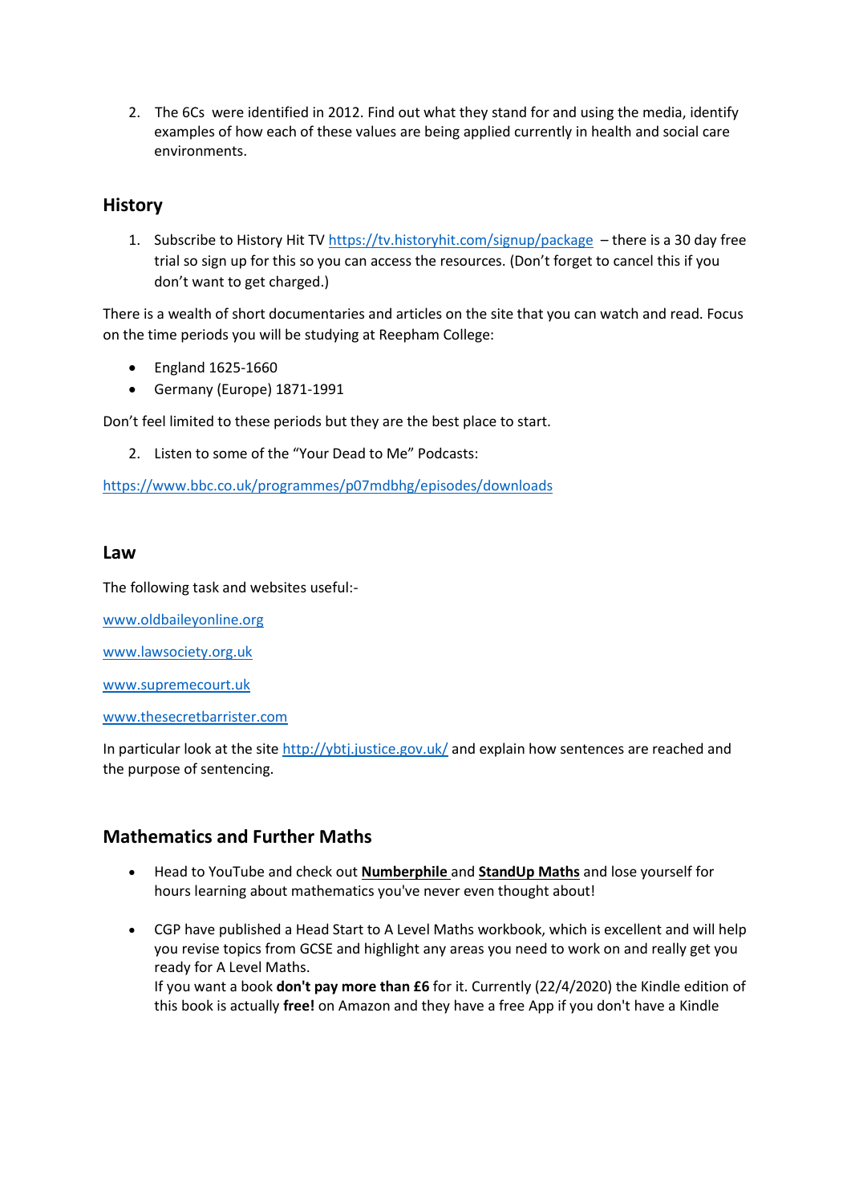2. The 6Cs were identified in 2012. Find out what they stand for and using the media, identify examples of how each of these values are being applied currently in health and social care environments.

## History

1. Subscribe to History Hit TV https://tv.historyhit.com/signup/package – there is a 30 day free trial so sign up for this so you can access the resources. (Don't forget to cancel this if you don't want to get charged.)

There is a wealth of short documentaries and articles on the site that you can watch and read. Focus on the time periods you will be studying at Reepham College:

- England 1625-1660
- Germany (Europe) 1871-1991

Don't feel limited to these periods but they are the best place to start.

2. Listen to some of the "Your Dead to Me" Podcasts:

https://www.bbc.co.uk/programmes/p07mdbhg/episodes/downloads

## Law

The following task and websites useful:-

www.oldbaileyonline.org

www.lawsociety.org.uk

www.supremecourt.uk

www.thesecretbarrister.com

In particular look at the site http://ybtj.justice.gov.uk/ and explain how sentences are reached and the purpose of sentencing.

## Mathematics and Further Maths

- Head to YouTube and check out **Numberphile** and **StandUp Maths** and lose yourself for hours learning about mathematics you've never even thought about!

- CGP have published a Head Start to A Level Maths workbook, which is excellent and will help you revise topics from GCSE and highlight any areas you need to work on and really get you ready for A Level Maths.
  If you want a book **don't pay more than £6** for it. Currently (22/4/2020) the Kindle edition of this book is actually **free!** on Amazon and they have a free App if you don't have a Kindle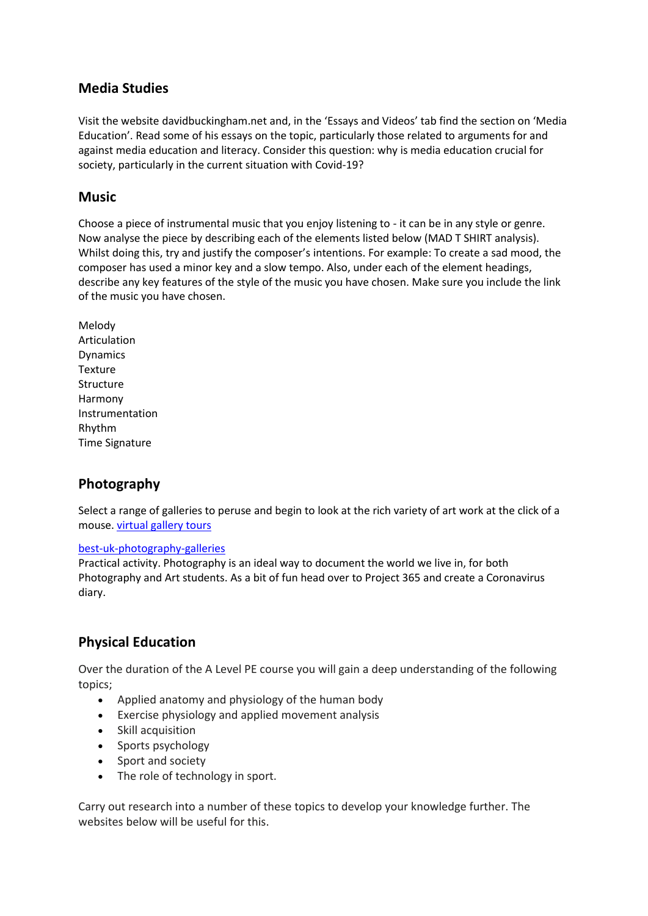## Media Studies

Visit the website davidbuckingham.net and, in the 'Essays and Videos' tab find the section on 'Media Education'. Read some of his essays on the topic, particularly those related to arguments for and against media education and literacy. Consider this question: why is media education crucial for society, particularly in the current situation with Covid-19?

## Music

Choose a piece of instrumental music that you enjoy listening to - it can be in any style or genre. Now analyse the piece by describing each of the elements listed below (MAD T SHIRT analysis). Whilst doing this, try and justify the composer's intentions. For example: To create a sad mood, the composer has used a minor key and a slow tempo. Also, under each of the element headings, describe any key features of the style of the music you have chosen. Make sure you include the link of the music you have chosen.

Melody
Articulation
Dynamics
Texture
Structure
Harmony
Instrumentation
Rhythm
Time Signature

## Photography

Select a range of galleries to peruse and begin to look at the rich variety of art work at the click of a mouse. virtual gallery tours

best-uk-photography-galleries

Practical activity. Photography is an ideal way to document the world we live in, for both Photography and Art students. As a bit of fun head over to Project 365 and create a Coronavirus diary.

## Physical Education

Over the duration of the A Level PE course you will gain a deep understanding of the following topics;

- Applied anatomy and physiology of the human body
- Exercise physiology and applied movement analysis
- Skill acquisition
- Sports psychology
- Sport and society
- The role of technology in sport.

Carry out research into a number of these topics to develop your knowledge further. The websites below will be useful for this.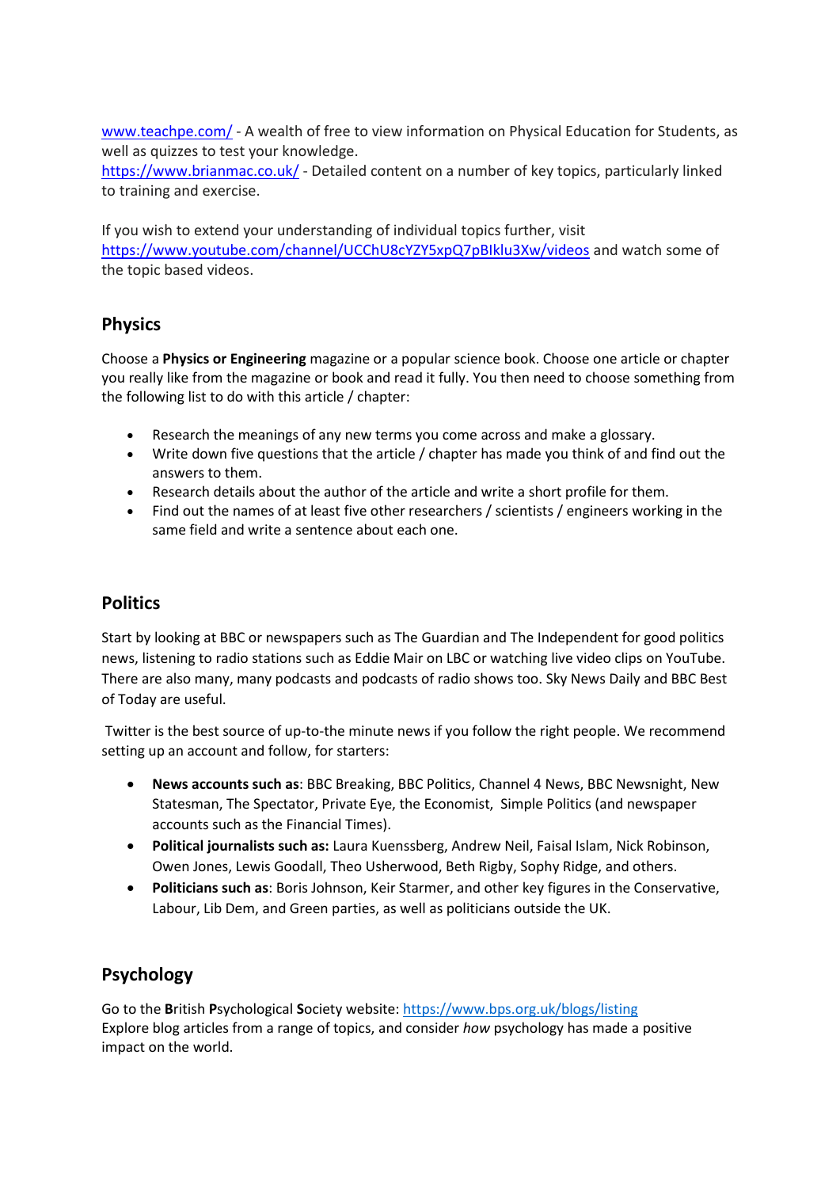[www.teachpe.com/](http://www.teachpe.com/) - A wealth of free to view information on Physical Education for Students, as well as quizzes to test your knowledge.
[https://www.brianmac.co.uk/](https://www.brianmac.co.uk/) - Detailed content on a number of key topics, particularly linked to training and exercise.

If you wish to extend your understanding of individual topics further, visit [https://www.youtube.com/channel/UCChU8cYZY5xpQ7pBIklu3Xw/videos](https://www.youtube.com/channel/UCChU8cYZY5xpQ7pBIklu3Xw/videos) and watch some of the topic based videos.

## Physics

Choose a **Physics or Engineering** magazine or a popular science book. Choose one article or chapter you really like from the magazine or book and read it fully. You then need to choose something from the following list to do with this article / chapter:

- Research the meanings of any new terms you come across and make a glossary.
- Write down five questions that the article / chapter has made you think of and find out the answers to them.
- Research details about the author of the article and write a short profile for them.
- Find out the names of at least five other researchers / scientists / engineers working in the same field and write a sentence about each one.

## Politics

Start by looking at BBC or newspapers such as The Guardian and The Independent for good politics news, listening to radio stations such as Eddie Mair on LBC or watching live video clips on YouTube. There are also many, many podcasts and podcasts of radio shows too. Sky News Daily and BBC Best of Today are useful.

Twitter is the best source of up-to-the minute news if you follow the right people. We recommend setting up an account and follow, for starters:

- **News accounts such as**: BBC Breaking, BBC Politics, Channel 4 News, BBC Newsnight, New Statesman, The Spectator, Private Eye, the Economist, Simple Politics (and newspaper accounts such as the Financial Times).
- **Political journalists such as:** Laura Kuenssberg, Andrew Neil, Faisal Islam, Nick Robinson, Owen Jones, Lewis Goodall, Theo Usherwood, Beth Rigby, Sophy Ridge, and others.
- **Politicians such as**: Boris Johnson, Keir Starmer, and other key figures in the Conservative, Labour, Lib Dem, and Green parties, as well as politicians outside the UK.

## Psychology

Go to the **B**ritish **P**sychological **S**ociety website: [https://www.bps.org.uk/blogs/listing](https://www.bps.org.uk/blogs/listing)
Explore blog articles from a range of topics, and consider *how* psychology has made a positive impact on the world.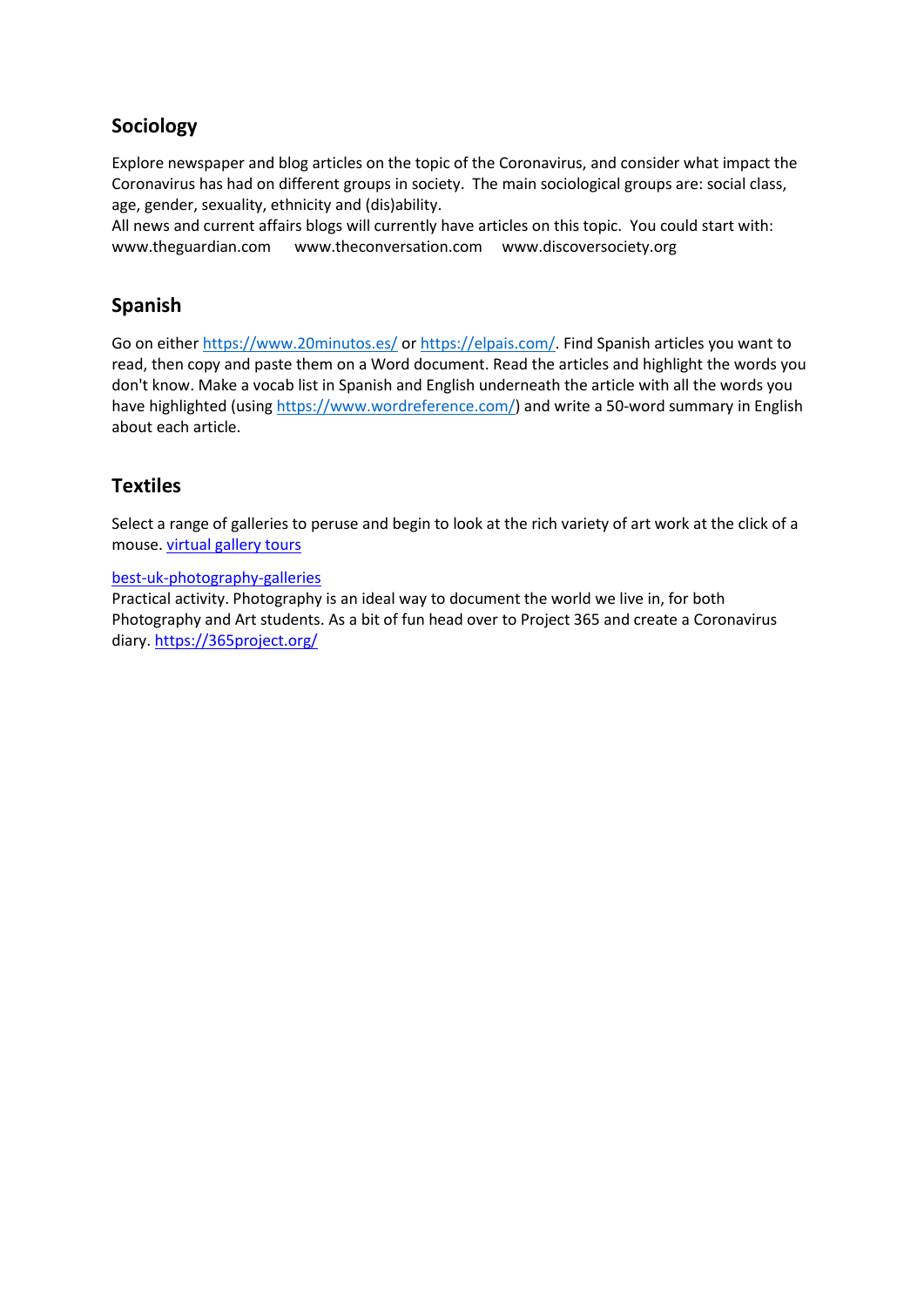## Sociology

Explore newspaper and blog articles on the topic of the Coronavirus, and consider what impact the Coronavirus has had on different groups in society. The main sociological groups are: social class, age, gender, sexuality, ethnicity and (dis)ability.
All news and current affairs blogs will currently have articles on this topic. You could start with:
www.theguardian.com www.theconversation.com www.discoversociety.org

## Spanish

Go on either https://www.20minutos.es/ or https://elpais.com/. Find Spanish articles you want to read, then copy and paste them on a Word document. Read the articles and highlight the words you don't know. Make a vocab list in Spanish and English underneath the article with all the words you have highlighted (using https://www.wordreference.com/) and write a 50-word summary in English about each article.

## Textiles

Select a range of galleries to peruse and begin to look at the rich variety of art work at the click of a mouse. virtual gallery tours

best-uk-photography-galleries
Practical activity. Photography is an ideal way to document the world we live in, for both Photography and Art students. As a bit of fun head over to Project 365 and create a Coronavirus diary. https://365project.org/